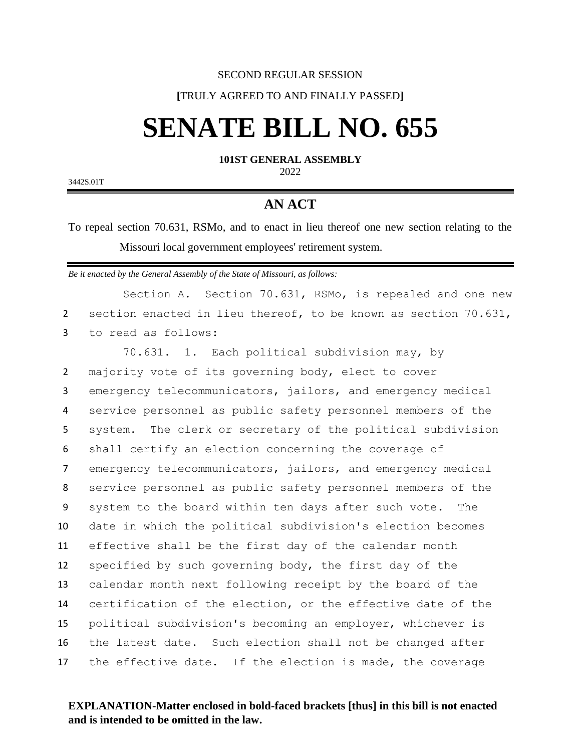SECOND REGULAR SESSION

**[**TRULY AGREED TO AND FINALLY PASSED**]**

# SENATE BILL NO. 655

**101ST GENERAL ASSEMBLY**

2022

3442S.01T

## AN ACT

To repeal section 70.631, RSMo, and to enact in lieu thereof one new section relating to the Missouri local government employees' retirement system.

*Be it enacted by the General Assembly of the State of Missouri, as follows:*

Section A. Section 70.631, RSMo, is repealed and one new section enacted in lieu thereof, to be known as section 70.631, to read as follows:

70.631. 1. Each political subdivision may, by majority vote of its governing body, elect to cover emergency telecommunicators, jailors, and emergency medical service personnel as public safety personnel members of the system. The clerk or secretary of the political subdivision shall certify an election concerning the coverage of emergency telecommunicators, jailors, and emergency medical service personnel as public safety personnel members of the system to the board within ten days after such vote. The date in which the political subdivision's election becomes effective shall be the first day of the calendar month specified by such governing body, the first day of the calendar month next following receipt by the board of the certification of the election, or the effective date of the political subdivision's becoming an employer, whichever is the latest date. Such election shall not be changed after the effective date. If the election is made, the coverage

**EXPLANATION-Matter enclosed in bold-faced brackets [thus] in this bill is not enacted and is intended to be omitted in the law.**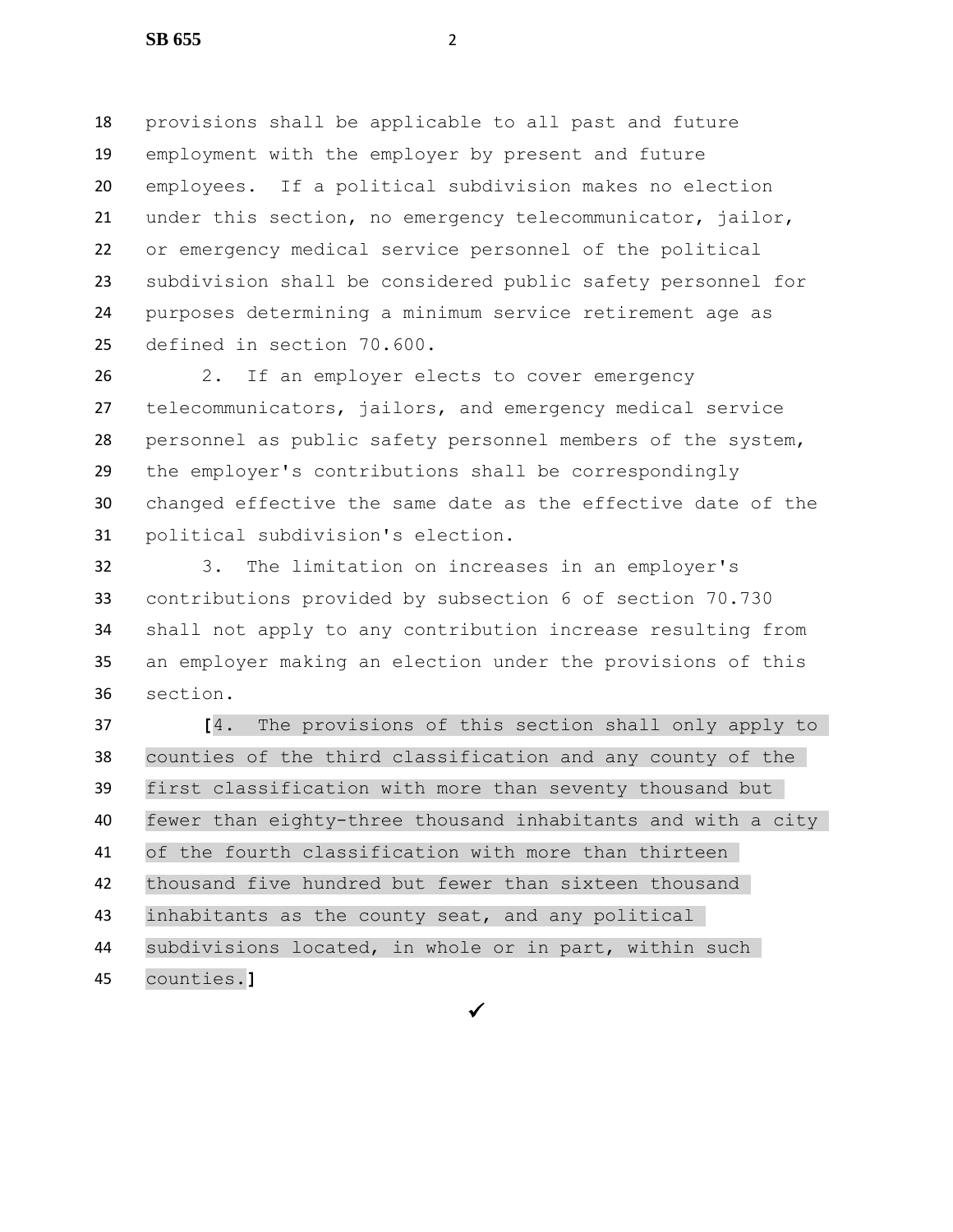provisions shall be applicable to all past and future employment with the employer by present and future employees. If a political subdivision makes no election under this section, no emergency telecommunicator, jailor, or emergency medical service personnel of the political subdivision shall be considered public safety personnel for purposes determining a minimum service retirement age as defined in section 70.600.

2. If an employer elects to cover emergency telecommunicators, jailors, and emergency medical service personnel as public safety personnel members of the system, the employer's contributions shall be correspondingly changed effective the same date as the effective date of the political subdivision's election.

3. The limitation on increases in an employer's contributions provided by subsection 6 of section 70.730 shall not apply to any contribution increase resulting from an employer making an election under the provisions of this section.

[4. The provisions of this section shall only apply to counties of the third classification and any county of the first classification with more than seventy thousand but fewer than eighty-three thousand inhabitants and with a city of the fourth classification with more than thirteen thousand five hundred but fewer than sixteen thousand inhabitants as the county seat, and any political subdivisions located, in whole or in part, within such counties.]

✓